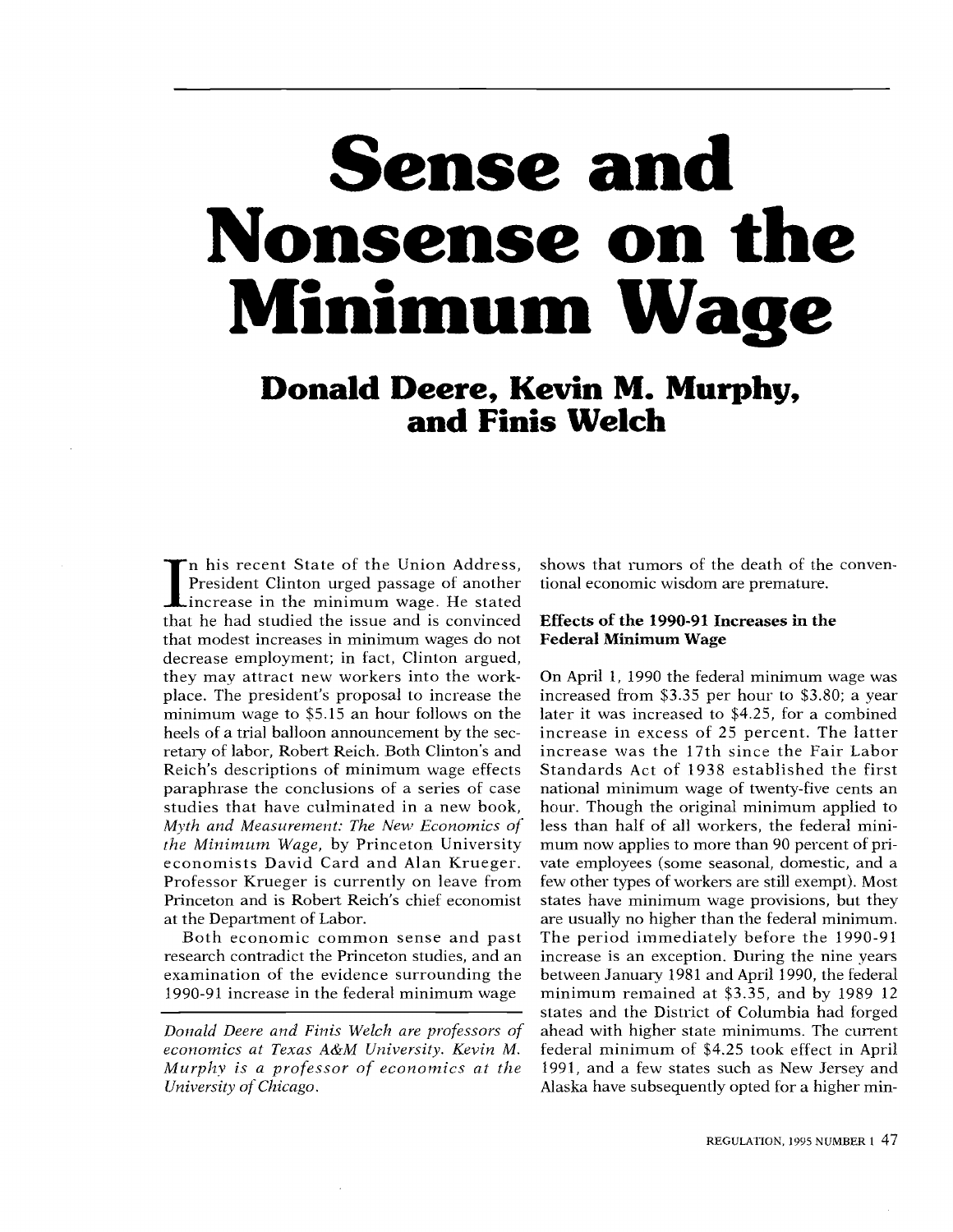# Sense and Nonsense on the Minimum Wage

## Donald Deere, Kevin M. Murphy, and Finis Welch

In his recent State of the Union Address, President Clinton urged passage of another increase in the minimum wage. He stated that he had studied the issue and is convinced that modest increases in minimum wages do not decrease employment; in fact, Clinton argued, they may attract new workers into the workplace. The president's proposal to increase the minimum wage to $5.15 an hour follows on the heels of a trial balloon announcement by the secretary of labor, Robert Reich. Both Clinton's and Reich's descriptions of minimum wage effects paraphrase the conclusions of a series of case studies that have culminated in a new book, *Myth and Measurement: The New Economics of the Minimum Wage*, by Princeton University economists David Card and Alan Krueger. Professor Krueger is currently on leave from Princeton and is Robert Reich's chief economist at the Department of Labor.

Both economic common sense and past research contradict the Princeton studies, and an examination of the evidence surrounding the 1990-91 increase in the federal minimum wage shows that rumors of the death of the conventional economic wisdom are premature.

*Donald Deere and Finis Welch are professors of economics at Texas A&M University. Kevin M. Murphy is a professor of economics at the University of Chicago.*

### Effects of the 1990-91 Increases in the Federal Minimum Wage

On April 1, 1990 the federal minimum wage was increased from $3.35 per hour to $3.80; a year later it was increased to $4.25, for a combined increase in excess of 25 percent. The latter increase was the 17th since the Fair Labor Standards Act of 1938 established the first national minimum wage of twenty-five cents an hour. Though the original minimum applied to less than half of all workers, the federal minimum now applies to more than 90 percent of private employees (some seasonal, domestic, and a few other types of workers are still exempt). Most states have minimum wage provisions, but they are usually no higher than the federal minimum. The period immediately before the 1990-91 increase is an exception. During the nine years between January 1981 and April 1990, the federal minimum remained at $3.35, and by 1989 12 states and the District of Columbia had forged ahead with higher state minimums. The current federal minimum of $4.25 took effect in April 1991, and a few states such as New Jersey and Alaska have subsequently opted for a higher min-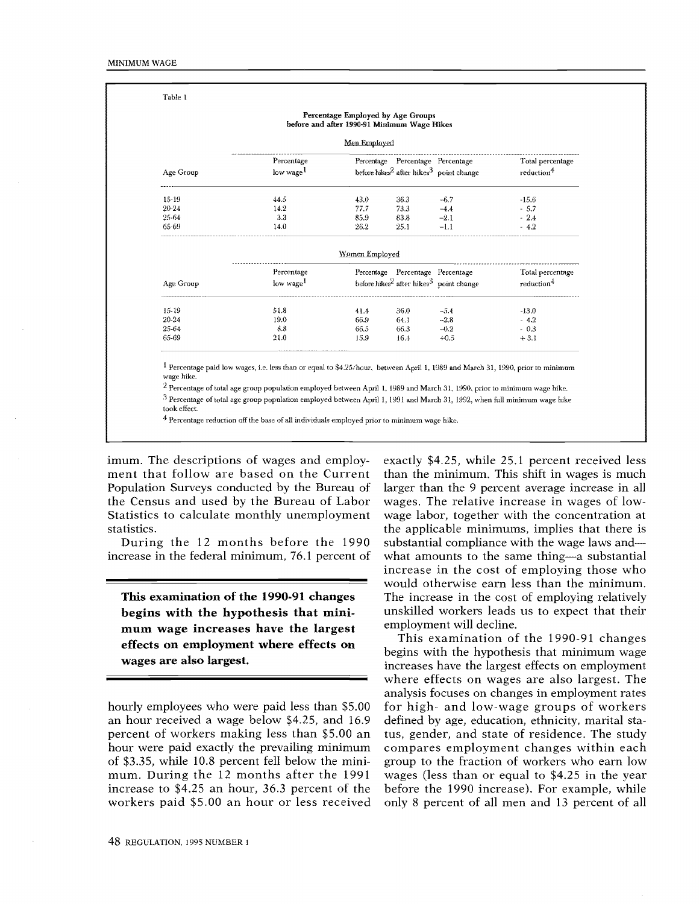Table 1

**Percentage Employed by Age Groups before and after 1990-91 Minimum Wage Hikes**

Men Employed

| Age Group | Percentage low wage[1] | Percentage before hikes[2] | Percentage after hikes[3] | Percentage point change | Total percentage reduction[4] |
|---|---|---|---|---|---|
| 15-19 | 44.5 | 43.0 | 36.3 | −6.7 | -15.6 |
| 20-24 | 14.2 | 77.7 | 73.3 | −4.4 | - 5.7 |
| 25-64 | 3.3 | 85.9 | 83.8 | −2.1 | - 2.4 |
| 65-69 | 14.0 | 26.2 | 25.1 | −1.1 | - 4.2 |

Women Employed

| Age Group | Percentage low wage[1] | Percentage before hikes[2] | Percentage after hikes[3] | Percentage point change | Total percentage reduction[4] |
|---|---|---|---|---|---|
| 15-19 | 51.8 | 41.4 | 36.0 | −5.4 | -13.0 |
| 20-24 | 19.0 | 66.9 | 64.1 | −2.8 | - 4.2 |
| 25-64 | 8.8 | 66.5 | 66.3 | −0.2 | - 0.3 |
| 65-69 | 21.0 | 15.9 | 16.4 | +0.5 | + 3.1 |

[1] Percentage paid low wages, i.e. less than or equal to $4.25/hour, between April 1, 1989 and March 31, 1990, prior to minimum wage hike.

[2] Percentage of total age group population employed between April 1, 1989 and March 31, 1990, prior to minimum wage hike.

[3] Percentage of total age group population employed between April 1, 1991 and March 31, 1992, when full minimum wage hike took effect.

[4] Percentage reduction off the base of all individuals employed prior to minimum wage hike.

imum. The descriptions of wages and employment that follow are based on the Current Population Surveys conducted by the Bureau of the Census and used by the Bureau of Labor Statistics to calculate monthly unemployment statistics.

During the 12 months before the 1990 increase in the federal minimum, 76.1 percent of hourly employees who were paid less than $5.00 an hour received a wage below $4.25, and 16.9 percent of workers making less than $5.00 an hour were paid exactly the prevailing minimum of $3.35, while 10.8 percent fell below the minimum. During the 12 months after the 1991 increase to $4.25 an hour, 36.3 percent of the workers paid $5.00 an hour or less received exactly $4.25, while 25.1 percent received less than the minimum. This shift in wages is much larger than the 9 percent average increase in all wages. The relative increase in wages of low-wage labor, together with the concentration at the applicable minimums, implies that there is substantial compliance with the wage laws and—what amounts to the same thing—a substantial increase in the cost of employing those who would otherwise earn less than the minimum. The increase in the cost of employing relatively unskilled workers leads us to expect that their employment will decline.

**This examination of the 1990-91 changes begins with the hypothesis that minimum wage increases have the largest effects on employment where effects on wages are also largest.**

This examination of the 1990-91 changes begins with the hypothesis that minimum wage increases have the largest effects on employment where effects on wages are also largest. The analysis focuses on changes in employment rates for high- and low-wage groups of workers defined by age, education, ethnicity, marital status, gender, and state of residence. The study compares employment changes within each group to the fraction of workers who earn low wages (less than or equal to $4.25 in the year before the 1990 increase). For example, while only 8 percent of all men and 13 percent of all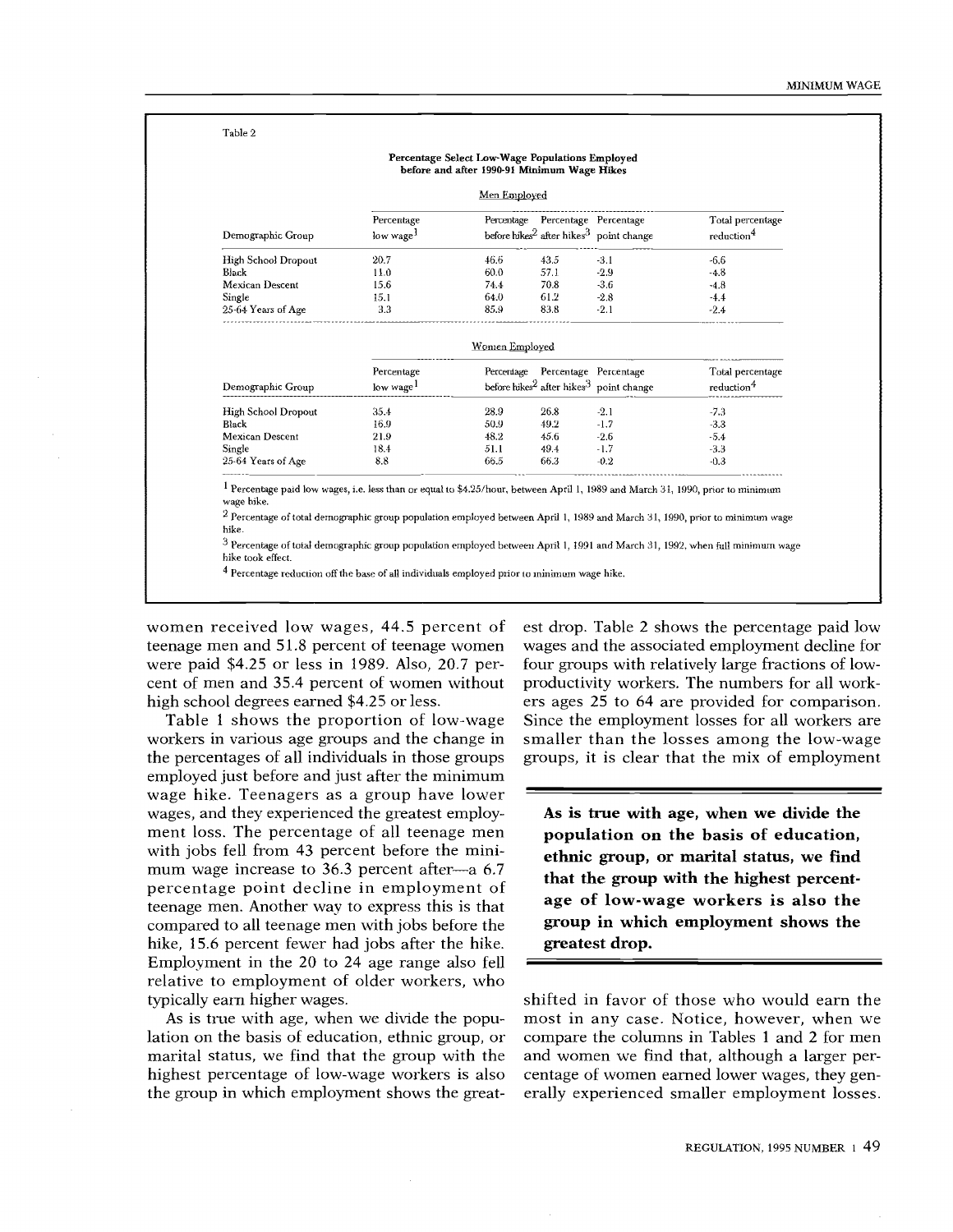Table 2

**Percentage Select Low-Wage Populations Employed before and after 1990-91 Minimum Wage Hikes**

Men Employed

| Demographic Group | Percentage low wage[1] | Percentage before hikes[2] | Percentage after hikes[3] | Percentage point change | Total percentage reduction[4] |
|---|---|---|---|---|---|
| High School Dropout | 20.7 | 46.6 | 43.5 | -3.1 | -6.6 |
| Black | 11.0 | 60.0 | 57.1 | -2.9 | -4.8 |
| Mexican Descent | 15.6 | 74.4 | 70.8 | -3.6 | -4.8 |
| Single | 15.1 | 64.0 | 61.2 | -2.8 | -4.4 |
| 25-64 Years of Age | 3.3 | 85.9 | 83.8 | -2.1 | -2.4 |

Women Employed

| Demographic Group | Percentage low wage[1] | Percentage before hikes[2] | Percentage after hikes[3] | Percentage point change | Total percentage reduction[4] |
|---|---|---|---|---|---|
| High School Dropout | 35.4 | 28.9 | 26.8 | -2.1 | -7.3 |
| Black | 16.9 | 50.9 | 49.2 | -1.7 | -3.3 |
| Mexican Descent | 21.9 | 48.2 | 45.6 | -2.6 | -5.4 |
| Single | 18.4 | 51.1 | 49.4 | -1.7 | -3.3 |
| 25-64 Years of Age | 8.8 | 66.5 | 66.3 | -0.2 | -0.3 |

[1] Percentage paid low wages, i.e. less than or equal to $4.25/hour, between April 1, 1989 and March 31, 1990, prior to minimum wage hike.

[2] Percentage of total demographic group population employed between April 1, 1989 and March 31, 1990, prior to minimum wage hike.

[3] Percentage of total demographic group population employed between April 1, 1991 and March 31, 1992, when full minimum wage hike took effect.

[4] Percentage reduction off the base of all individuals employed prior to minimum wage hike.

women received low wages, 44.5 percent of teenage men and 51.8 percent of teenage women were paid $4.25 or less in 1989. Also, 20.7 percent of men and 35.4 percent of women without high school degrees earned $4.25 or less.

Table 1 shows the proportion of low-wage workers in various age groups and the change in the percentages of all individuals in those groups employed just before and just after the minimum wage hike. Teenagers as a group have lower wages, and they experienced the greatest employment loss. The percentage of all teenage men with jobs fell from 43 percent before the minimum wage increase to 36.3 percent after—a 6.7 percentage point decline in employment of teenage men. Another way to express this is that compared to all teenage men with jobs before the hike, 15.6 percent fewer had jobs after the hike. Employment in the 20 to 24 age range also fell relative to employment of older workers, who typically earn higher wages.

As is true with age, when we divide the population on the basis of education, ethnic group, or marital status, we find that the group with the highest percentage of low-wage workers is also the group in which employment shows the greatest drop. Table 2 shows the percentage paid low wages and the associated employment decline for four groups with relatively large fractions of low-productivity workers. The numbers for all workers ages 25 to 64 are provided for comparison. Since the employment losses for all workers are smaller than the losses among the low-wage groups, it is clear that the mix of employment shifted in favor of those who would earn the most in any case. Notice, however, when we compare the columns in Tables 1 and 2 for men and women we find that, although a larger percentage of women earned lower wages, they generally experienced smaller employment losses.

**As is true with age, when we divide the population on the basis of education, ethnic group, or marital status, we find that the group with the highest percentage of low-wage workers is also the group in which employment shows the greatest drop.**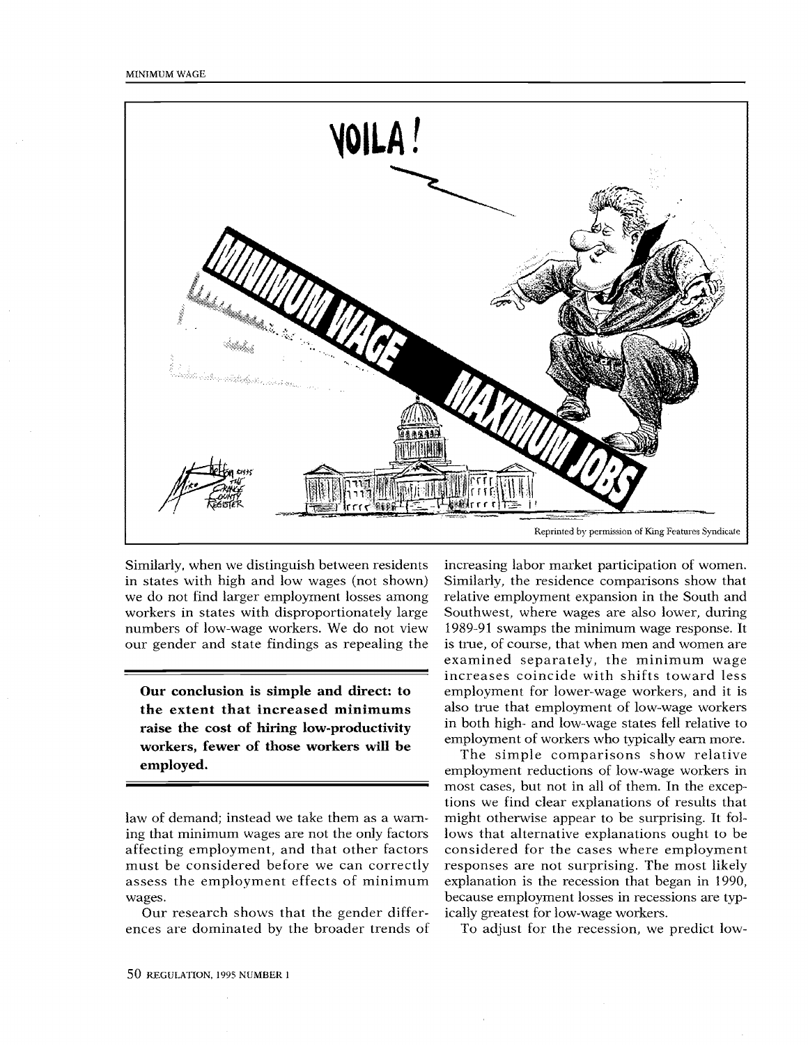Reprinted by permission of King Features Syndicate

Similarly, when we distinguish between residents in states with high and low wages (not shown) we do not find larger employment losses among workers in states with disproportionately large numbers of low-wage workers. We do not view our gender and state findings as repealing the law of demand; instead we take them as a warning that minimum wages are not the only factors affecting employment, and that other factors must be considered before we can correctly assess the employment effects of minimum wages.

**Our conclusion is simple and direct: to the extent that increased minimums raise the cost of hiring low-productivity workers, fewer of those workers will be employed.**

Our research shows that the gender differences are dominated by the broader trends of increasing labor market participation of women. Similarly, the residence comparisons show that relative employment expansion in the South and Southwest, where wages are also lower, during 1989-91 swamps the minimum wage response. It is true, of course, that when men and women are examined separately, the minimum wage increases coincide with shifts toward less employment for lower-wage workers, and it is also true that employment of low-wage workers in both high- and low-wage states fell relative to employment of workers who typically earn more.

The simple comparisons show relative employment reductions of low-wage workers in most cases, but not in all of them. In the exceptions we find clear explanations of results that might otherwise appear to be surprising. It follows that alternative explanations ought to be considered for the cases where employment responses are not surprising. The most likely explanation is the recession that began in 1990, because employment losses in recessions are typically greatest for low-wage workers.

To adjust for the recession, we predict low-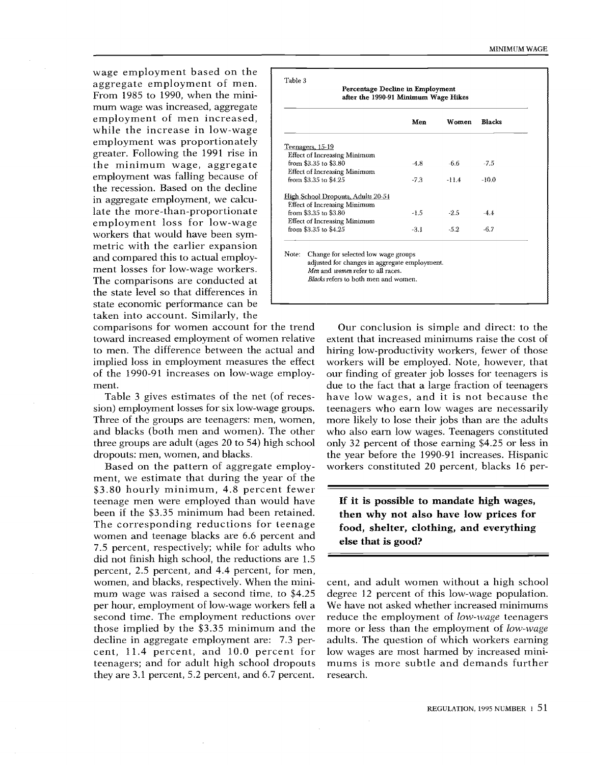wage employment based on the aggregate employment of men. From 1985 to 1990, when the minimum wage was increased, aggregate employment of men increased, while the increase in low-wage employment was proportionately greater. Following the 1991 rise in the minimum wage, aggregate employment was falling because of the recession. Based on the decline in aggregate employment, we calculate the more-than-proportionate employment loss for low-wage workers that would have been symmetric with the earlier expansion and compared this to actual employment losses for low-wage workers. The comparisons are conducted at the state level so that differences in state economic performance can be taken into account. Similarly, the comparisons for women account for the trend toward increased employment of women relative to men. The difference between the actual and implied loss in employment measures the effect of the 1990-91 increases on low-wage employment.

Table 3

**Percentage Decline in Employment after the 1990-91 Minimum Wage Hikes**

| | Men | Women | Blacks |
|---|---|---|---|
| Teenagers, 15-19 | | | |
| Effect of Increasing Minimum from \$3.35 to \$3.80 | -4.8 | -6.6 | -7.5 |
| Effect of Increasing Minimum from \$3.35 to \$4.25 | -7.3 | -11.4 | -10.0 |
| High School Dropouts, Adults 20-54 | | | |
| Effect of Increasing Minimum from \$3.35 to \$3.80 | -1.5 | -2.5 | -4.4 |
| Effect of Increasing Minimum from \$3.35 to \$4.25 | -3.1 | -5.2 | -6.7 |

Note: Change for selected low wage groups adjusted for changes in aggregate employment. *Men* and *women* refer to all races. *Blacks* refers to both men and women.

Table 3 gives estimates of the net (of recession) employment losses for six low-wage groups. Three of the groups are teenagers: men, women, and blacks (both men and women). The other three groups are adult (ages 20 to 54) high school dropouts: men, women, and blacks.

Based on the pattern of aggregate employment, we estimate that during the year of the \$3.80 hourly minimum, 4.8 percent fewer teenage men were employed than would have been if the \$3.35 minimum had been retained. The corresponding reductions for teenage women and teenage blacks are 6.6 percent and 7.5 percent, respectively; while for adults who did not finish high school, the reductions are 1.5 percent, 2.5 percent, and 4.4 percent, for men, women, and blacks, respectively. When the minimum wage was raised a second time, to \$4.25 per hour, employment of low-wage workers fell a second time. The employment reductions over those implied by the \$3.35 minimum and the decline in aggregate employment are: 7.3 percent, 11.4 percent, and 10.0 percent for teenagers; and for adult high school dropouts they are 3.1 percent, 5.2 percent, and 6.7 percent.

Our conclusion is simple and direct: to the extent that increased minimums raise the cost of hiring low-productivity workers, fewer of those workers will be employed. Note, however, that our finding of greater job losses for teenagers is due to the fact that a large fraction of teenagers have low wages, and it is not because the teenagers who earn low wages are necessarily more likely to lose their jobs than are the adults who also earn low wages. Teenagers constituted only 32 percent of those earning \$4.25 or less in the year before the 1990-91 increases. Hispanic workers constituted 20 percent, blacks 16 percent, and adult women without a high school degree 12 percent of this low-wage population. We have not asked whether increased minimums reduce the employment of *low-wage* teenagers more or less than the employment of *low-wage* adults. The question of which workers earning low wages are most harmed by increased minimums is more subtle and demands further research.

**If it is possible to mandate high wages, then why not also have low prices for food, shelter, clothing, and everything else that is good?**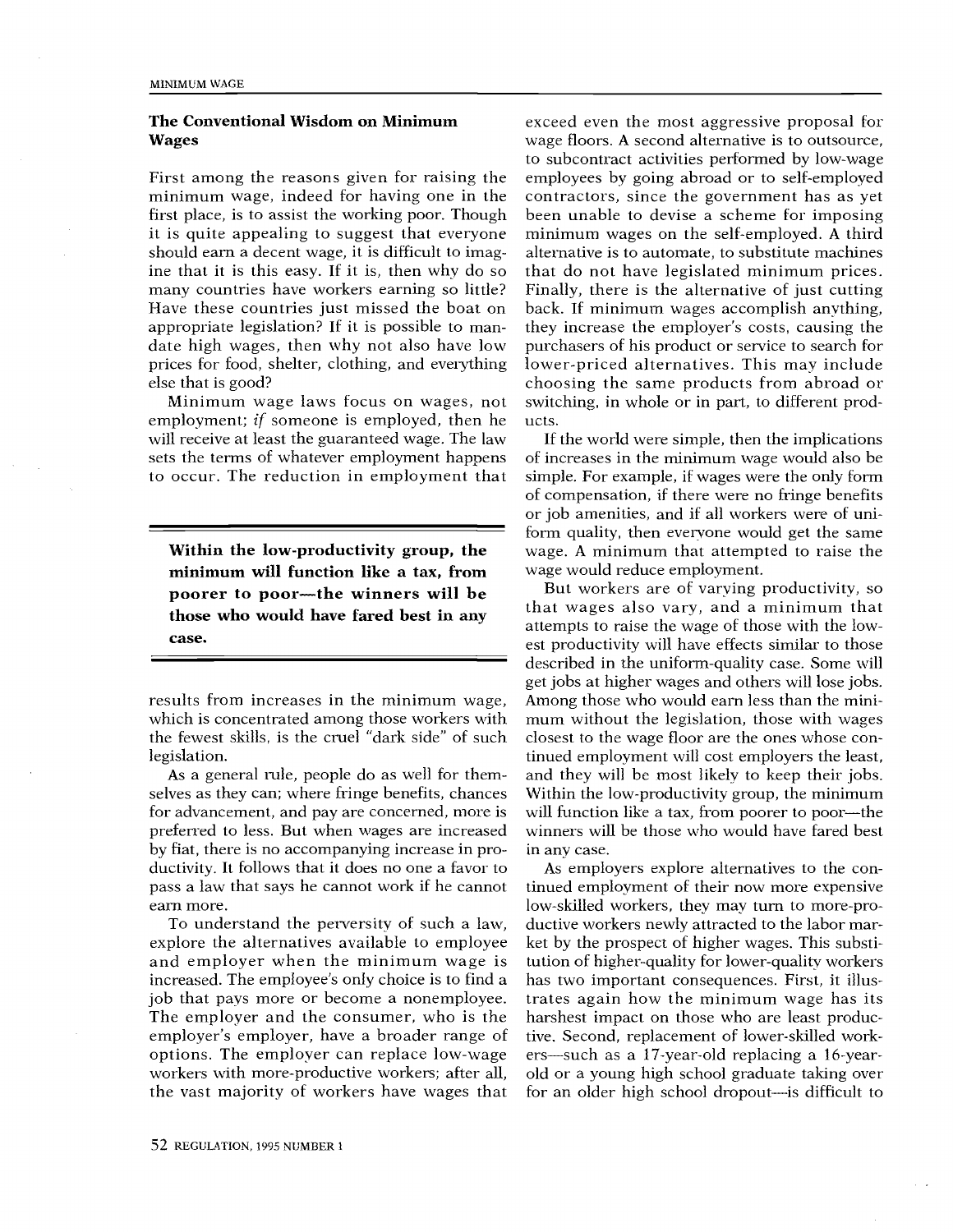## The Conventional Wisdom on Minimum Wages

First among the reasons given for raising the minimum wage, indeed for having one in the first place, is to assist the working poor. Though it is quite appealing to suggest that everyone should earn a decent wage, it is difficult to imagine that it is this easy. If it is, then why do so many countries have workers earning so little? Have these countries just missed the boat on appropriate legislation? If it is possible to mandate high wages, then why not also have low prices for food, shelter, clothing, and everything else that is good?

Minimum wage laws focus on wages, not employment; *if* someone is employed, then he will receive at least the guaranteed wage. The law sets the terms of whatever employment happens to occur. The reduction in employment that results from increases in the minimum wage, which is concentrated among those workers with the fewest skills, is the cruel "dark side" of such legislation.

**Within the low-productivity group, the minimum will function like a tax, from poorer to poor—the winners will be those who would have fared best in any case.**

As a general rule, people do as well for themselves as they can; where fringe benefits, chances for advancement, and pay are concerned, more is preferred to less. But when wages are increased by fiat, there is no accompanying increase in productivity. It follows that it does no one a favor to pass a law that says he cannot work if he cannot earn more.

To understand the perversity of such a law, explore the alternatives available to employee and employer when the minimum wage is increased. The employee's only choice is to find a job that pays more or become a nonemployee. The employer and the consumer, who is the employer's employer, have a broader range of options. The employer can replace low-wage workers with more-productive workers; after all, the vast majority of workers have wages that exceed even the most aggressive proposal for wage floors. A second alternative is to outsource, to subcontract activities performed by low-wage employees by going abroad or to self-employed contractors, since the government has as yet been unable to devise a scheme for imposing minimum wages on the self-employed. A third alternative is to automate, to substitute machines that do not have legislated minimum prices. Finally, there is the alternative of just cutting back. If minimum wages accomplish anything, they increase the employer's costs, causing the purchasers of his product or service to search for lower-priced alternatives. This may include choosing the same products from abroad or switching, in whole or in part, to different products.

If the world were simple, then the implications of increases in the minimum wage would also be simple. For example, if wages were the only form of compensation, if there were no fringe benefits or job amenities, and if all workers were of uniform quality, then everyone would get the same wage. A minimum that attempted to raise the wage would reduce employment.

But workers are of varying productivity, so that wages also vary, and a minimum that attempts to raise the wage of those with the lowest productivity will have effects similar to those described in the uniform-quality case. Some will get jobs at higher wages and others will lose jobs. Among those who would earn less than the minimum without the legislation, those with wages closest to the wage floor are the ones whose continued employment will cost employers the least, and they will be most likely to keep their jobs. Within the low-productivity group, the minimum will function like a tax, from poorer to poor—the winners will be those who would have fared best in any case.

As employers explore alternatives to the continued employment of their now more expensive low-skilled workers, they may turn to more-productive workers newly attracted to the labor market by the prospect of higher wages. This substitution of higher-quality for lower-quality workers has two important consequences. First, it illustrates again how the minimum wage has its harshest impact on those who are least productive. Second, replacement of lower-skilled workers—such as a 17-year-old replacing a 16-year-old or a young high school graduate taking over for an older high school dropout—is difficult to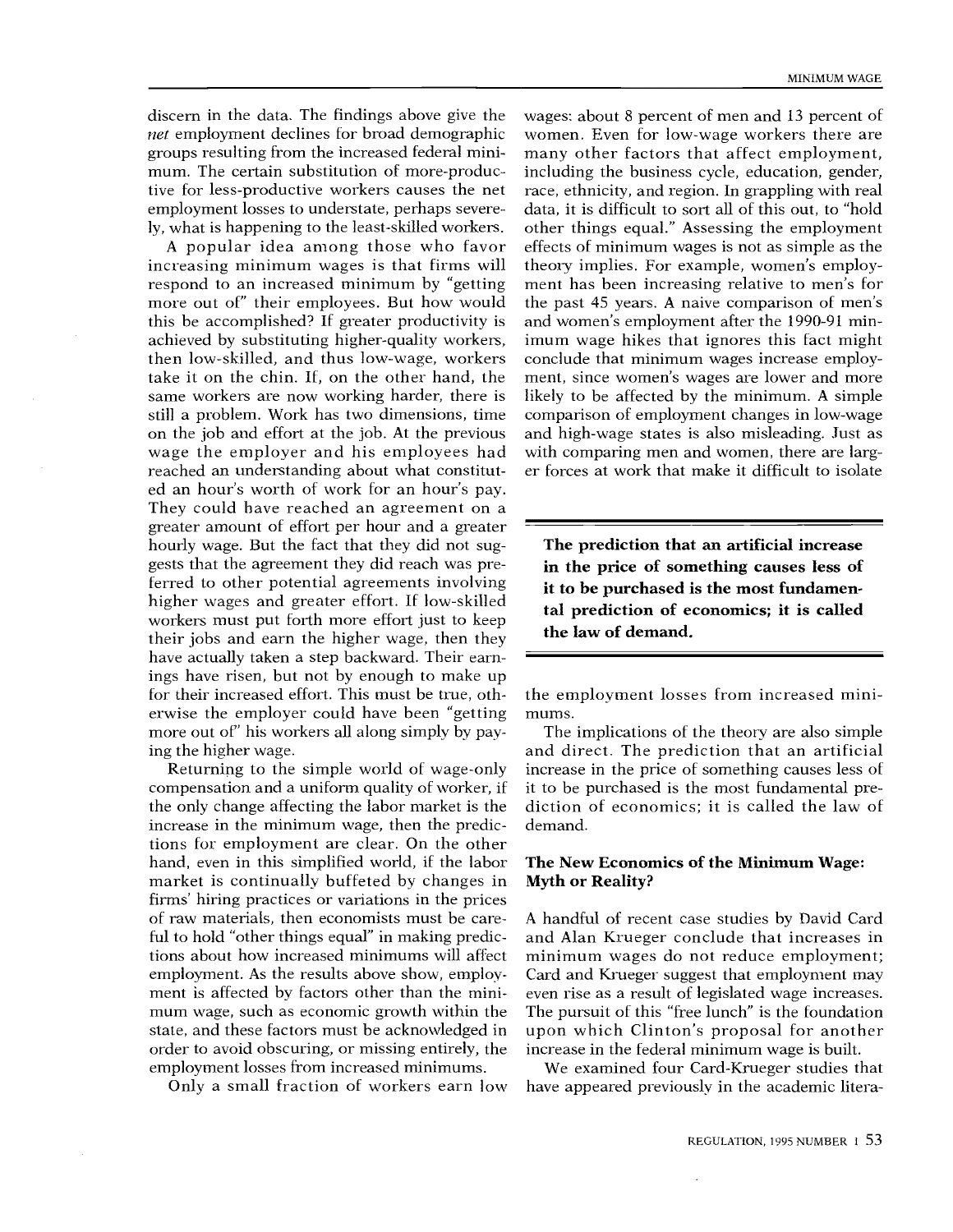discern in the data. The findings above give the *net* employment declines for broad demographic groups resulting from the increased federal minimum. The certain substitution of more-productive for less-productive workers causes the net employment losses to understate, perhaps severely, what is happening to the least-skilled workers.

A popular idea among those who favor increasing minimum wages is that firms will respond to an increased minimum by "getting more out of" their employees. But how would this be accomplished? If greater productivity is achieved by substituting higher-quality workers, then low-skilled, and thus low-wage, workers take it on the chin. If, on the other hand, the same workers are now working harder, there is still a problem. Work has two dimensions, time on the job and effort at the job. At the previous wage the employer and his employees had reached an understanding about what constituted an hour's worth of work for an hour's pay. They could have reached an agreement on a greater amount of effort per hour and a greater hourly wage. But the fact that they did not suggests that the agreement they did reach was preferred to other potential agreements involving higher wages and greater effort. If low-skilled workers must put forth more effort just to keep their jobs and earn the higher wage, then they have actually taken a step backward. Their earnings have risen, but not by enough to make up for their increased effort. This must be true, otherwise the employer could have been "getting more out of" his workers all along simply by paying the higher wage.

Returning to the simple world of wage-only compensation and a uniform quality of worker, if the only change affecting the labor market is the increase in the minimum wage, then the predictions for employment are clear. On the other hand, even in this simplified world, if the labor market is continually buffeted by changes in firms' hiring practices or variations in the prices of raw materials, then economists must be careful to hold "other things equal" in making predictions about how increased minimums will affect employment. As the results above show, employment is affected by factors other than the minimum wage, such as economic growth within the state, and these factors must be acknowledged in order to avoid obscuring, or missing entirely, the employment losses from increased minimums.

Only a small fraction of workers earn low wages: about 8 percent of men and 13 percent of women. Even for low-wage workers there are many other factors that affect employment, including the business cycle, education, gender, race, ethnicity, and region. In grappling with real data, it is difficult to sort all of this out, to "hold other things equal." Assessing the employment effects of minimum wages is not as simple as the theory implies. For example, women's employment has been increasing relative to men's for the past 45 years. A naive comparison of men's and women's employment after the 1990-91 minimum wage hikes that ignores this fact might conclude that minimum wages increase employment, since women's wages are lower and more likely to be affected by the minimum. A simple comparison of employment changes in low-wage and high-wage states is also misleading. Just as with comparing men and women, there are larger forces at work that make it difficult to isolate the employment losses from increased minimums.

**The prediction that an artificial increase in the price of something causes less of it to be purchased is the most fundamental prediction of economics; it is called the law of demand.**

The implications of the theory are also simple and direct. The prediction that an artificial increase in the price of something causes less of it to be purchased is the most fundamental prediction of economics; it is called the law of demand.

## The New Economics of the Minimum Wage: Myth or Reality?

A handful of recent case studies by David Card and Alan Krueger conclude that increases in minimum wages do not reduce employment; Card and Krueger suggest that employment may even rise as a result of legislated wage increases. The pursuit of this "free lunch" is the foundation upon which Clinton's proposal for another increase in the federal minimum wage is built.

We examined four Card-Krueger studies that have appeared previously in the academic litera-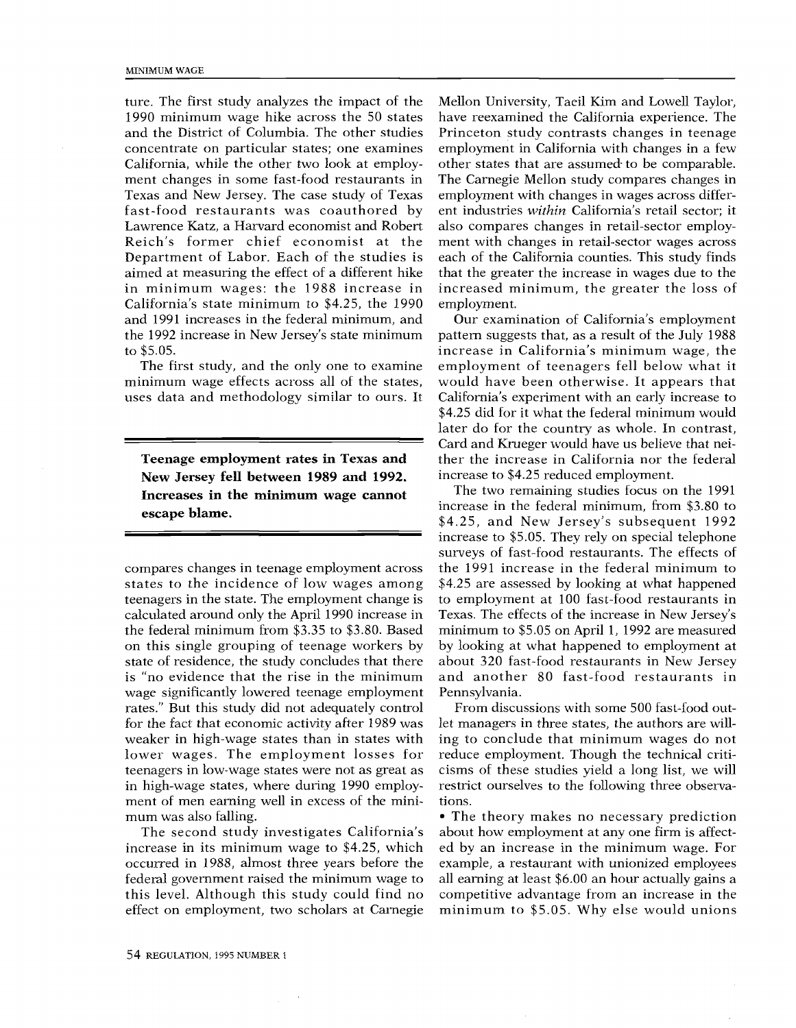ture. The first study analyzes the impact of the 1990 minimum wage hike across the 50 states and the District of Columbia. The other studies concentrate on particular states; one examines California, while the other two look at employment changes in some fast-food restaurants in Texas and New Jersey. The case study of Texas fast-food restaurants was coauthored by Lawrence Katz, a Harvard economist and Robert Reich's former chief economist at the Department of Labor. Each of the studies is aimed at measuring the effect of a different hike in minimum wages: the 1988 increase in California's state minimum to $4.25, the 1990 and 1991 increases in the federal minimum, and the 1992 increase in New Jersey's state minimum to $5.05.

The first study, and the only one to examine minimum wage effects across all of the states, uses data and methodology similar to ours. It compares changes in teenage employment across states to the incidence of low wages among teenagers in the state. The employment change is calculated around only the April 1990 increase in the federal minimum from $3.35 to $3.80. Based on this single grouping of teenage workers by state of residence, the study concludes that there is "no evidence that the rise in the minimum wage significantly lowered teenage employment rates." But this study did not adequately control for the fact that economic activity after 1989 was weaker in high-wage states than in states with lower wages. The employment losses for teenagers in low-wage states were not as great as in high-wage states, where during 1990 employment of men earning well in excess of the minimum was also falling.

**Teenage employment rates in Texas and New Jersey fell between 1989 and 1992. Increases in the minimum wage cannot escape blame.**

The second study investigates California's increase in its minimum wage to $4.25, which occurred in 1988, almost three years before the federal government raised the minimum wage to this level. Although this study could find no effect on employment, two scholars at Carnegie Mellon University, Taeil Kim and Lowell Taylor, have reexamined the California experience. The Princeton study contrasts changes in teenage employment in California with changes in a few other states that are assumed to be comparable. The Carnegie Mellon study compares changes in employment with changes in wages across different industries *within* California's retail sector; it also compares changes in retail-sector employment with changes in retail-sector wages across each of the California counties. This study finds that the greater the increase in wages due to the increased minimum, the greater the loss of employment.

Our examination of California's employment pattern suggests that, as a result of the July 1988 increase in California's minimum wage, the employment of teenagers fell below what it would have been otherwise. It appears that California's experiment with an early increase to $4.25 did for it what the federal minimum would later do for the country as whole. In contrast, Card and Krueger would have us believe that neither the increase in California nor the federal increase to $4.25 reduced employment.

The two remaining studies focus on the 1991 increase in the federal minimum, from $3.80 to $4.25, and New Jersey's subsequent 1992 increase to $5.05. They rely on special telephone surveys of fast-food restaurants. The effects of the 1991 increase in the federal minimum to $4.25 are assessed by looking at what happened to employment at 100 fast-food restaurants in Texas. The effects of the increase in New Jersey's minimum to $5.05 on April 1, 1992 are measured by looking at what happened to employment at about 320 fast-food restaurants in New Jersey and another 80 fast-food restaurants in Pennsylvania.

From discussions with some 500 fast-food outlet managers in three states, the authors are willing to conclude that minimum wages do not reduce employment. Though the technical criticisms of these studies yield a long list, we will restrict ourselves to the following three observations.

- The theory makes no necessary prediction about how employment at any one firm is affected by an increase in the minimum wage. For example, a restaurant with unionized employees all earning at least $6.00 an hour actually gains a competitive advantage from an increase in the minimum to $5.05. Why else would unions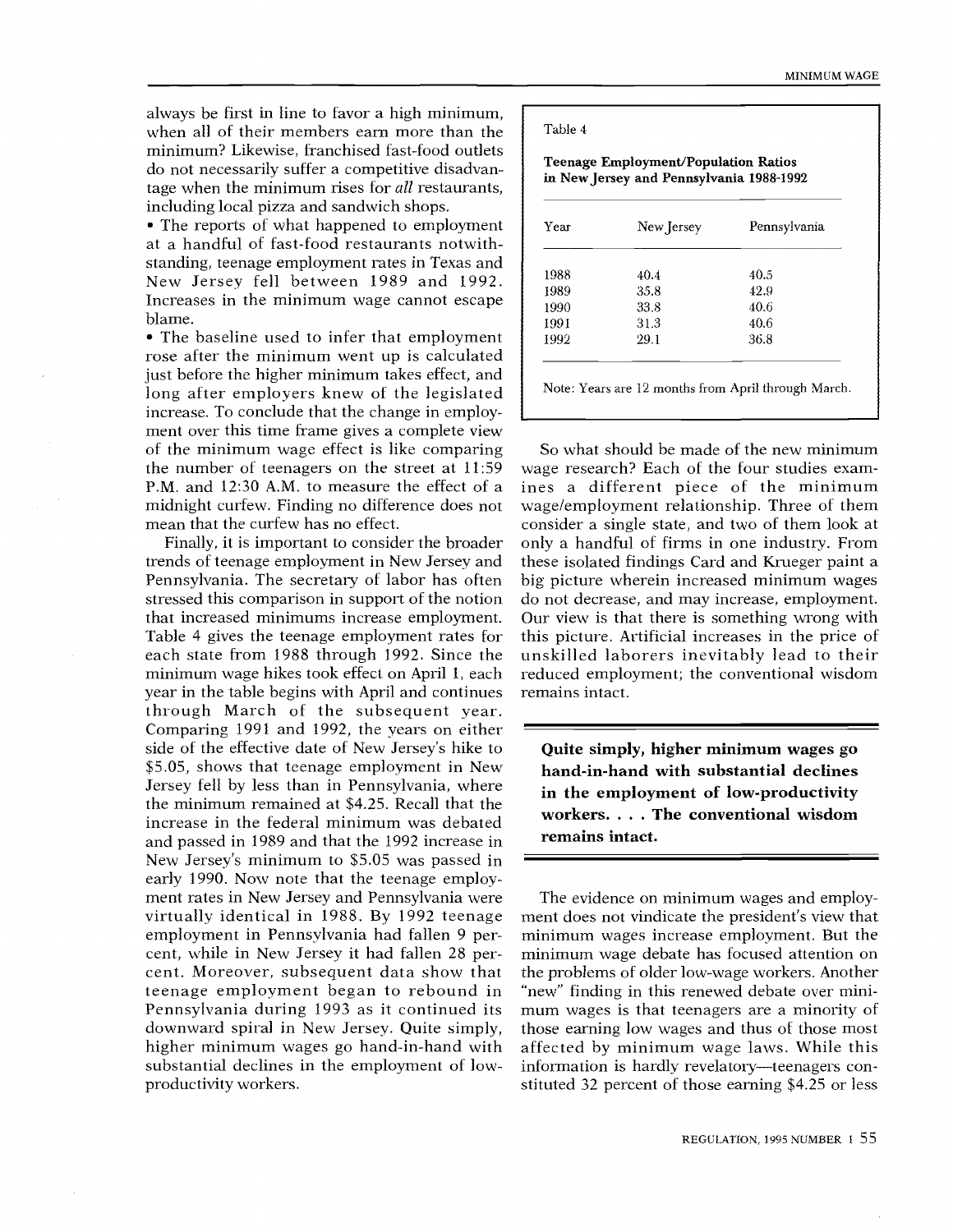always be first in line to favor a high minimum, when all of their members earn more than the minimum? Likewise, franchised fast-food outlets do not necessarily suffer a competitive disadvantage when the minimum rises for *all* restaurants, including local pizza and sandwich shops.

- The reports of what happened to employment at a handful of fast-food restaurants notwithstanding, teenage employment rates in Texas and New Jersey fell between 1989 and 1992. Increases in the minimum wage cannot escape blame.
- The baseline used to infer that employment rose after the minimum went up is calculated just before the higher minimum takes effect, and long after employers knew of the legislated increase. To conclude that the change in employment over this time frame gives a complete view of the minimum wage effect is like comparing the number of teenagers on the street at 11:59 P.M. and 12:30 A.M. to measure the effect of a midnight curfew. Finding no difference does not mean that the curfew has no effect.

Finally, it is important to consider the broader trends of teenage employment in New Jersey and Pennsylvania. The secretary of labor has often stressed this comparison in support of the notion that increased minimums increase employment. Table 4 gives the teenage employment rates for each state from 1988 through 1992. Since the minimum wage hikes took effect on April 1, each year in the table begins with April and continues through March of the subsequent year. Comparing 1991 and 1992, the years on either side of the effective date of New Jersey's hike to \$5.05, shows that teenage employment in New Jersey fell by less than in Pennsylvania, where the minimum remained at \$4.25. Recall that the increase in the federal minimum was debated and passed in 1989 and that the 1992 increase in New Jersey's minimum to \$5.05 was passed in early 1990. Now note that the teenage employment rates in New Jersey and Pennsylvania were virtually identical in 1988. By 1992 teenage employment in Pennsylvania had fallen 9 percent, while in New Jersey it had fallen 28 percent. Moreover, subsequent data show that teenage employment began to rebound in Pennsylvania during 1993 as it continued its downward spiral in New Jersey. Quite simply, higher minimum wages go hand-in-hand with substantial declines in the employment of low-productivity workers.

Table 4

**Teenage Employment/Population Ratios in New Jersey and Pennsylvania 1988-1992**

| Year | New Jersey | Pennsylvania |
|---|---|---|
| 1988 | 40.4 | 40.5 |
| 1989 | 35.8 | 42.9 |
| 1990 | 33.8 | 40.6 |
| 1991 | 31.3 | 40.6 |
| 1992 | 29.1 | 36.8 |

Note: Years are 12 months from April through March.

So what should be made of the new minimum wage research? Each of the four studies examines a different piece of the minimum wage/employment relationship. Three of them consider a single state, and two of them look at only a handful of firms in one industry. From these isolated findings Card and Krueger paint a big picture wherein increased minimum wages do not decrease, and may increase, employment. Our view is that there is something wrong with this picture. Artificial increases in the price of unskilled laborers inevitably lead to their reduced employment; the conventional wisdom remains intact.

**Quite simply, higher minimum wages go hand-in-hand with substantial declines in the employment of low-productivity workers. . . . The conventional wisdom remains intact.**

The evidence on minimum wages and employment does not vindicate the president's view that minimum wages increase employment. But the minimum wage debate has focused attention on the problems of older low-wage workers. Another "new" finding in this renewed debate over minimum wages is that teenagers are a minority of those earning low wages and thus of those most affected by minimum wage laws. While this information is hardly revelatory—teenagers constituted 32 percent of those earning \$4.25 or less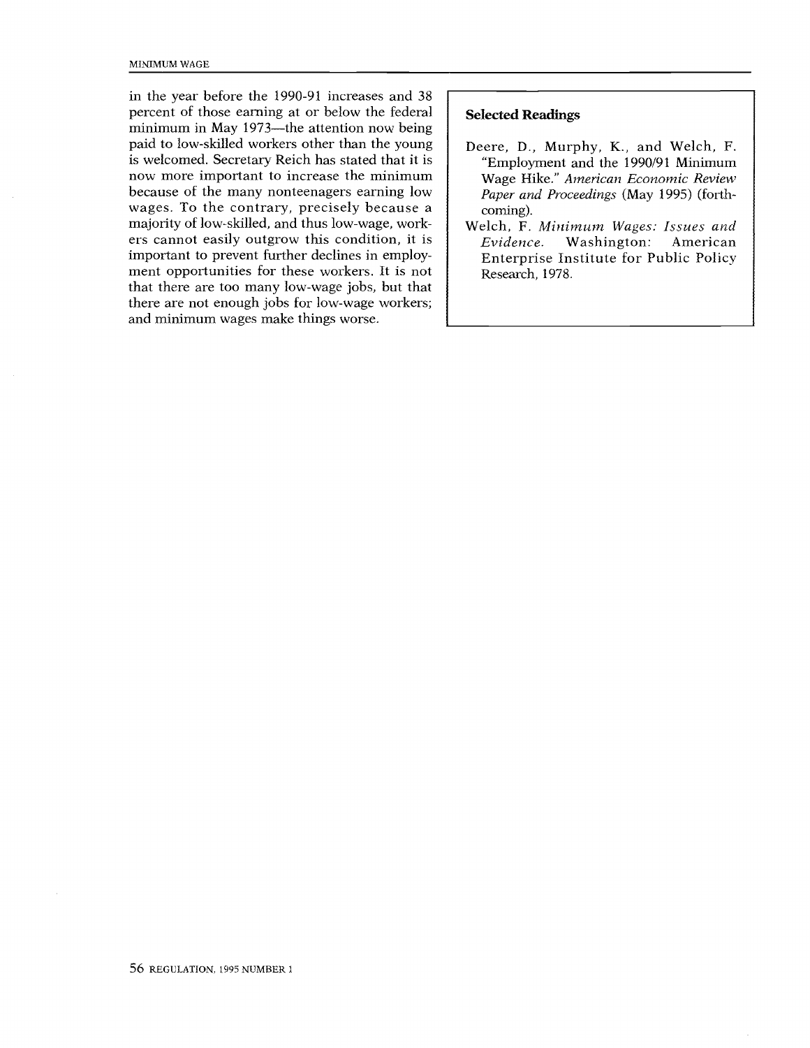in the year before the 1990-91 increases and 38 percent of those earning at or below the federal minimum in May 1973—the attention now being paid to low-skilled workers other than the young is welcomed. Secretary Reich has stated that it is now more important to increase the minimum because of the many nonteenagers earning low wages. To the contrary, precisely because a majority of low-skilled, and thus low-wage, workers cannot easily outgrow this condition, it is important to prevent further declines in employment opportunities for these workers. It is not that there are too many low-wage jobs, but that there are not enough jobs for low-wage workers; and minimum wages make things worse.

**Selected Readings**

Deere, D., Murphy, K., and Welch, F. "Employment and the 1990/91 Minimum Wage Hike." *American Economic Review Paper and Proceedings* (May 1995) (forthcoming).

Welch, F. *Minimum Wages: Issues and Evidence.* Washington: American Enterprise Institute for Public Policy Research, 1978.